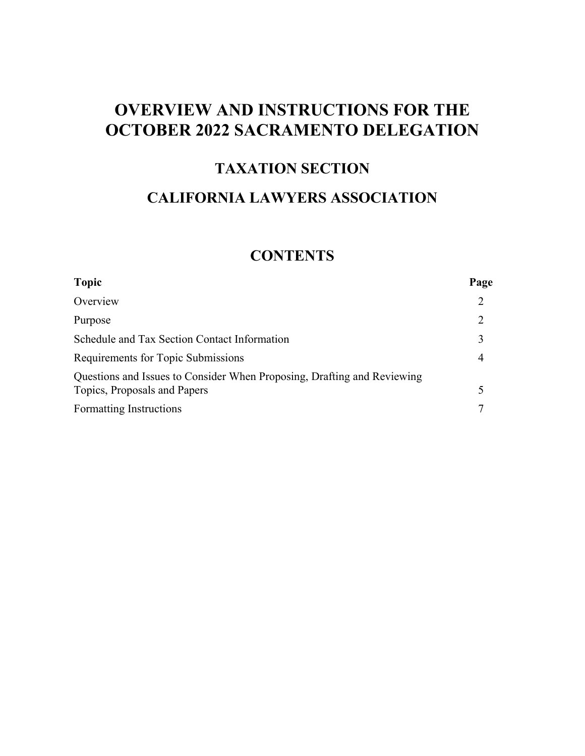# OVERVIEW AND INSTRUCTIONS FOR THE OCTOBER 2022 SACRAMENTO DELEGATION

## TAXATION SECTION

## CALIFORNIA LAWYERS ASSOCIATION

## CONTENTS

| Topic | Page |
|---|---|
| Overview | 2 |
| Purpose | 2 |
| Schedule and Tax Section Contact Information | 3 |
| Requirements for Topic Submissions | 4 |
| Questions and Issues to Consider When Proposing, Drafting and Reviewing Topics, Proposals and Papers | 5 |
| Formatting Instructions | 7 |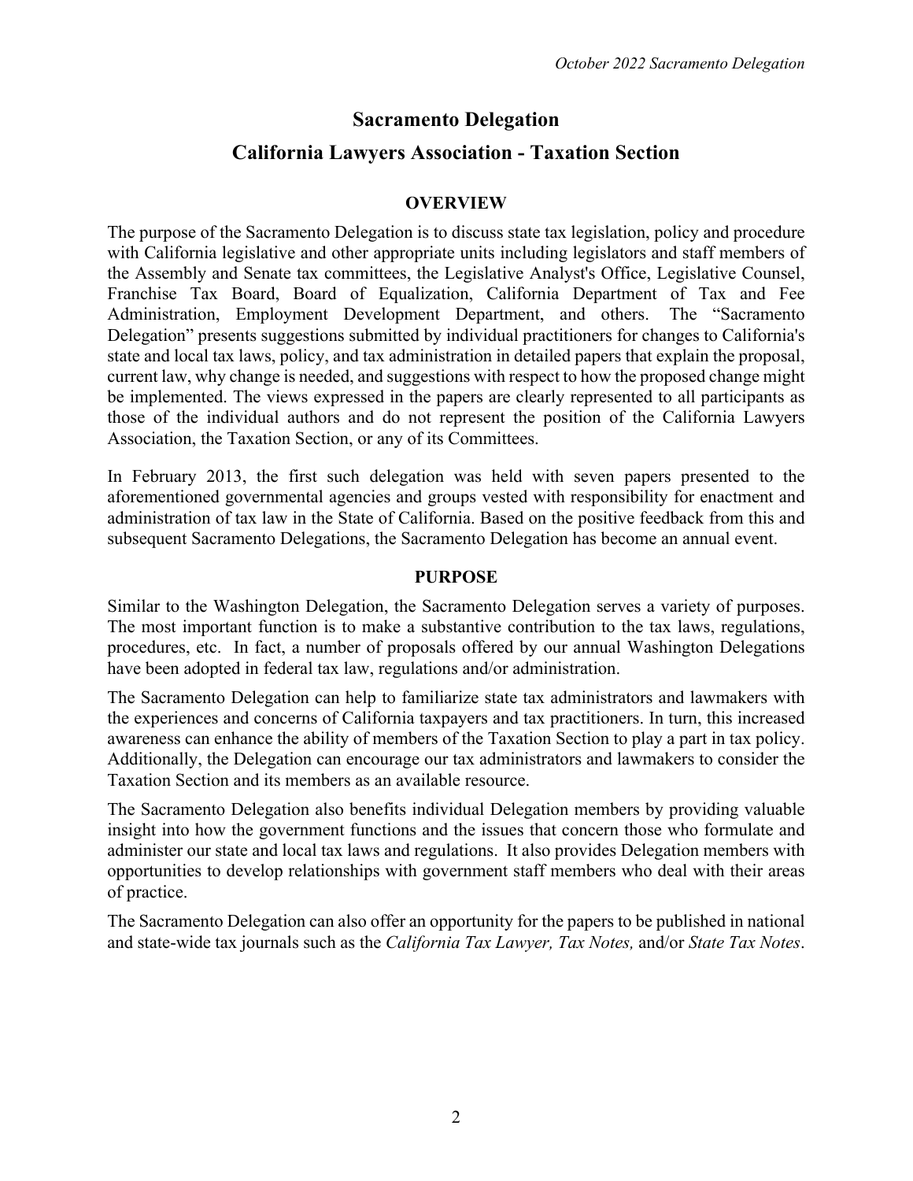# Sacramento Delegation

## California Lawyers Association - Taxation Section

### OVERVIEW

The purpose of the Sacramento Delegation is to discuss state tax legislation, policy and procedure with California legislative and other appropriate units including legislators and staff members of the Assembly and Senate tax committees, the Legislative Analyst's Office, Legislative Counsel, Franchise Tax Board, Board of Equalization, California Department of Tax and Fee Administration, Employment Development Department, and others. The "Sacramento Delegation" presents suggestions submitted by individual practitioners for changes to California's state and local tax laws, policy, and tax administration in detailed papers that explain the proposal, current law, why change is needed, and suggestions with respect to how the proposed change might be implemented. The views expressed in the papers are clearly represented to all participants as those of the individual authors and do not represent the position of the California Lawyers Association, the Taxation Section, or any of its Committees.

In February 2013, the first such delegation was held with seven papers presented to the aforementioned governmental agencies and groups vested with responsibility for enactment and administration of tax law in the State of California. Based on the positive feedback from this and subsequent Sacramento Delegations, the Sacramento Delegation has become an annual event.

### PURPOSE

Similar to the Washington Delegation, the Sacramento Delegation serves a variety of purposes. The most important function is to make a substantive contribution to the tax laws, regulations, procedures, etc. In fact, a number of proposals offered by our annual Washington Delegations have been adopted in federal tax law, regulations and/or administration.

The Sacramento Delegation can help to familiarize state tax administrators and lawmakers with the experiences and concerns of California taxpayers and tax practitioners. In turn, this increased awareness can enhance the ability of members of the Taxation Section to play a part in tax policy. Additionally, the Delegation can encourage our tax administrators and lawmakers to consider the Taxation Section and its members as an available resource.

The Sacramento Delegation also benefits individual Delegation members by providing valuable insight into how the government functions and the issues that concern those who formulate and administer our state and local tax laws and regulations. It also provides Delegation members with opportunities to develop relationships with government staff members who deal with their areas of practice.

The Sacramento Delegation can also offer an opportunity for the papers to be published in national and state-wide tax journals such as the *California Tax Lawyer, Tax Notes,* and/or *State Tax Notes*.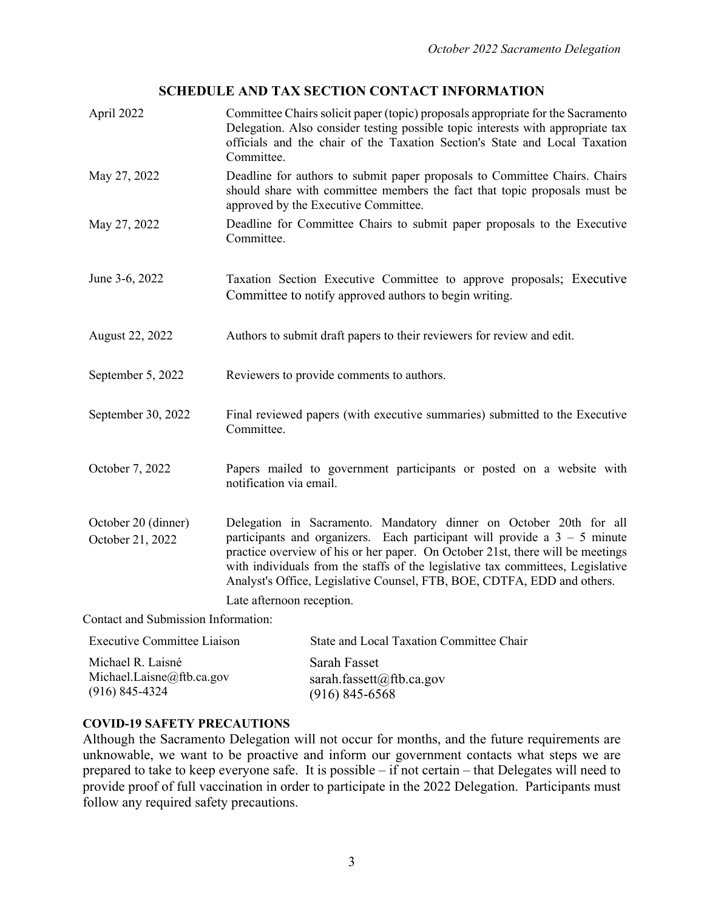## SCHEDULE AND TAX SECTION CONTACT INFORMATION

| | |
|---|---|
| April 2022 | Committee Chairs solicit paper (topic) proposals appropriate for the Sacramento Delegation. Also consider testing possible topic interests with appropriate tax officials and the chair of the Taxation Section's State and Local Taxation Committee. |
| May 27, 2022 | Deadline for authors to submit paper proposals to Committee Chairs. Chairs should share with committee members the fact that topic proposals must be approved by the Executive Committee. |
| May 27, 2022 | Deadline for Committee Chairs to submit paper proposals to the Executive Committee. |
| June 3-6, 2022 | Taxation Section Executive Committee to approve proposals; Executive Committee to notify approved authors to begin writing. |
| August 22, 2022 | Authors to submit draft papers to their reviewers for review and edit. |
| September 5, 2022 | Reviewers to provide comments to authors. |
| September 30, 2022 | Final reviewed papers (with executive summaries) submitted to the Executive Committee. |
| October 7, 2022 | Papers mailed to government participants or posted on a website with notification via email. |
| October 20 (dinner)<br>October 21, 2022 | Delegation in Sacramento. Mandatory dinner on October 20th for all participants and organizers. Each participant will provide a 3 – 5 minute practice overview of his or her paper. On October 21st, there will be meetings with individuals from the staffs of the legislative tax committees, Legislative Analyst's Office, Legislative Counsel, FTB, BOE, CDTFA, EDD and others.<br>Late afternoon reception. |

Contact and Submission Information:

| Executive Committee Liaison | State and Local Taxation Committee Chair |
|---|---|
| Michael R. Laisné<br>Michael.Laisne@ftb.ca.gov<br>(916) 845-4324 | Sarah Fasset<br>sarah.fassett@ftb.ca.gov<br>(916) 845-6568 |

**COVID-19 SAFETY PRECAUTIONS**

Although the Sacramento Delegation will not occur for months, and the future requirements are unknowable, we want to be proactive and inform our government contacts what steps we are prepared to take to keep everyone safe. It is possible – if not certain – that Delegates will need to provide proof of full vaccination in order to participate in the 2022 Delegation. Participants must follow any required safety precautions.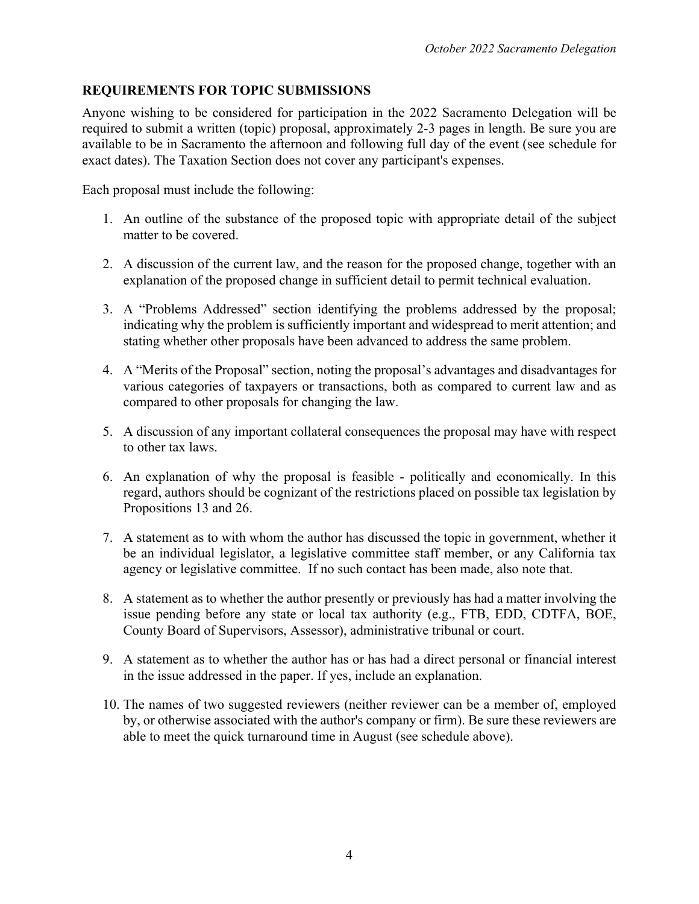## REQUIREMENTS FOR TOPIC SUBMISSIONS

Anyone wishing to be considered for participation in the 2022 Sacramento Delegation will be required to submit a written (topic) proposal, approximately 2-3 pages in length. Be sure you are available to be in Sacramento the afternoon and following full day of the event (see schedule for exact dates). The Taxation Section does not cover any participant's expenses.

Each proposal must include the following:

1. An outline of the substance of the proposed topic with appropriate detail of the subject matter to be covered.

2. A discussion of the current law, and the reason for the proposed change, together with an explanation of the proposed change in sufficient detail to permit technical evaluation.

3. A "Problems Addressed" section identifying the problems addressed by the proposal; indicating why the problem is sufficiently important and widespread to merit attention; and stating whether other proposals have been advanced to address the same problem.

4. A "Merits of the Proposal" section, noting the proposal's advantages and disadvantages for various categories of taxpayers or transactions, both as compared to current law and as compared to other proposals for changing the law.

5. A discussion of any important collateral consequences the proposal may have with respect to other tax laws.

6. An explanation of why the proposal is feasible - politically and economically. In this regard, authors should be cognizant of the restrictions placed on possible tax legislation by Propositions 13 and 26.

7. A statement as to with whom the author has discussed the topic in government, whether it be an individual legislator, a legislative committee staff member, or any California tax agency or legislative committee. If no such contact has been made, also note that.

8. A statement as to whether the author presently or previously has had a matter involving the issue pending before any state or local tax authority (e.g., FTB, EDD, CDTFA, BOE, County Board of Supervisors, Assessor), administrative tribunal or court.

9. A statement as to whether the author has or has had a direct personal or financial interest in the issue addressed in the paper. If yes, include an explanation.

10. The names of two suggested reviewers (neither reviewer can be a member of, employed by, or otherwise associated with the author's company or firm). Be sure these reviewers are able to meet the quick turnaround time in August (see schedule above).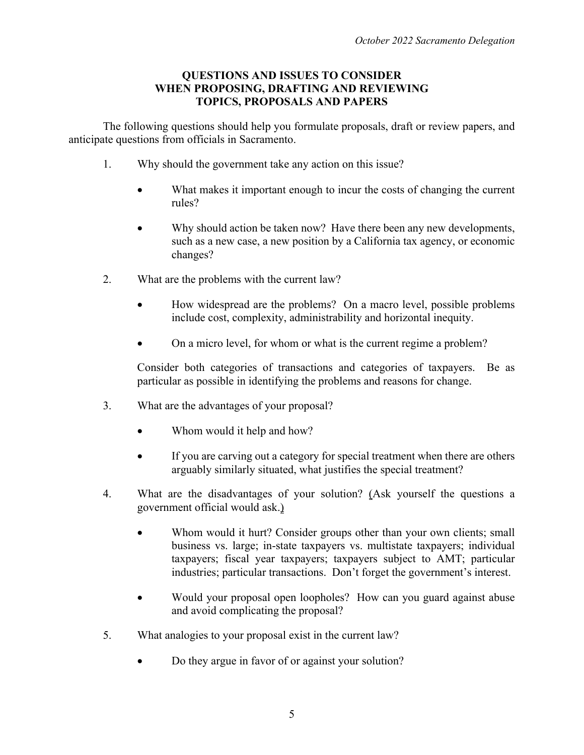**QUESTIONS AND ISSUES TO CONSIDER WHEN PROPOSING, DRAFTING AND REVIEWING TOPICS, PROPOSALS AND PAPERS**

The following questions should help you formulate proposals, draft or review papers, and anticipate questions from officials in Sacramento.

1. Why should the government take any action on this issue?

    - What makes it important enough to incur the costs of changing the current rules?

    - Why should action be taken now? Have there been any new developments, such as a new case, a new position by a California tax agency, or economic changes?

2. What are the problems with the current law?

    - How widespread are the problems? On a macro level, possible problems include cost, complexity, administrability and horizontal inequity.

    - On a micro level, for whom or what is the current regime a problem?

    Consider both categories of transactions and categories of taxpayers. Be as particular as possible in identifying the problems and reasons for change.

3. What are the advantages of your proposal?

    - Whom would it help and how?

    - If you are carving out a category for special treatment when there are others arguably similarly situated, what justifies the special treatment?

4. What are the disadvantages of your solution? (Ask yourself the questions a government official would ask.)

    - Whom would it hurt? Consider groups other than your own clients; small business vs. large; in-state taxpayers vs. multistate taxpayers; individual taxpayers; fiscal year taxpayers; taxpayers subject to AMT; particular industries; particular transactions. Don't forget the government's interest.

    - Would your proposal open loopholes? How can you guard against abuse and avoid complicating the proposal?

5. What analogies to your proposal exist in the current law?

    - Do they argue in favor of or against your solution?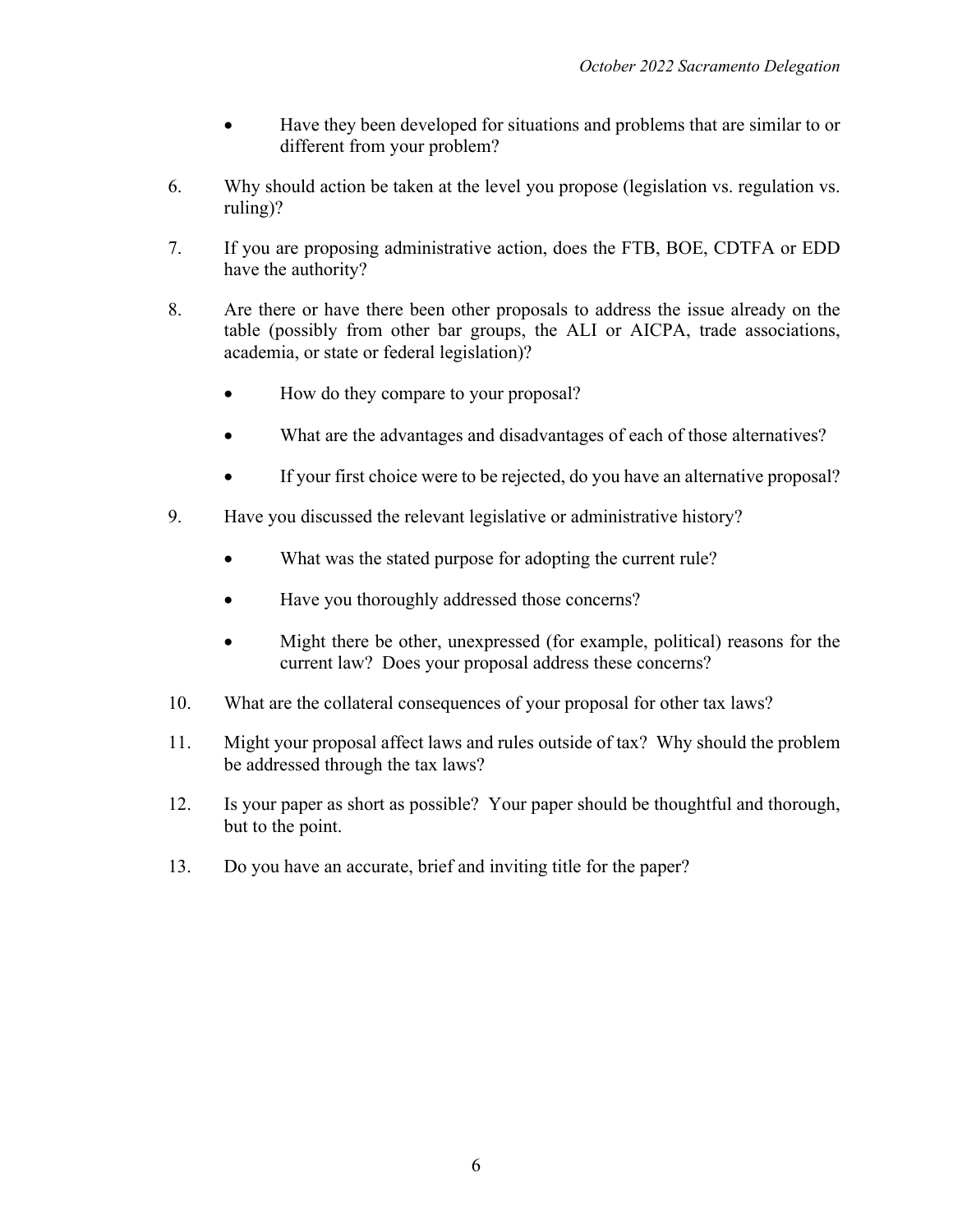- Have they been developed for situations and problems that are similar to or different from your problem?

6. Why should action be taken at the level you propose (legislation vs. regulation vs. ruling)?

7. If you are proposing administrative action, does the FTB, BOE, CDTFA or EDD have the authority?

8. Are there or have there been other proposals to address the issue already on the table (possibly from other bar groups, the ALI or AICPA, trade associations, academia, or state or federal legislation)?

   - How do they compare to your proposal?

   - What are the advantages and disadvantages of each of those alternatives?

   - If your first choice were to be rejected, do you have an alternative proposal?

9. Have you discussed the relevant legislative or administrative history?

   - What was the stated purpose for adopting the current rule?

   - Have you thoroughly addressed those concerns?

   - Might there be other, unexpressed (for example, political) reasons for the current law? Does your proposal address these concerns?

10. What are the collateral consequences of your proposal for other tax laws?

11. Might your proposal affect laws and rules outside of tax? Why should the problem be addressed through the tax laws?

12. Is your paper as short as possible? Your paper should be thoughtful and thorough, but to the point.

13. Do you have an accurate, brief and inviting title for the paper?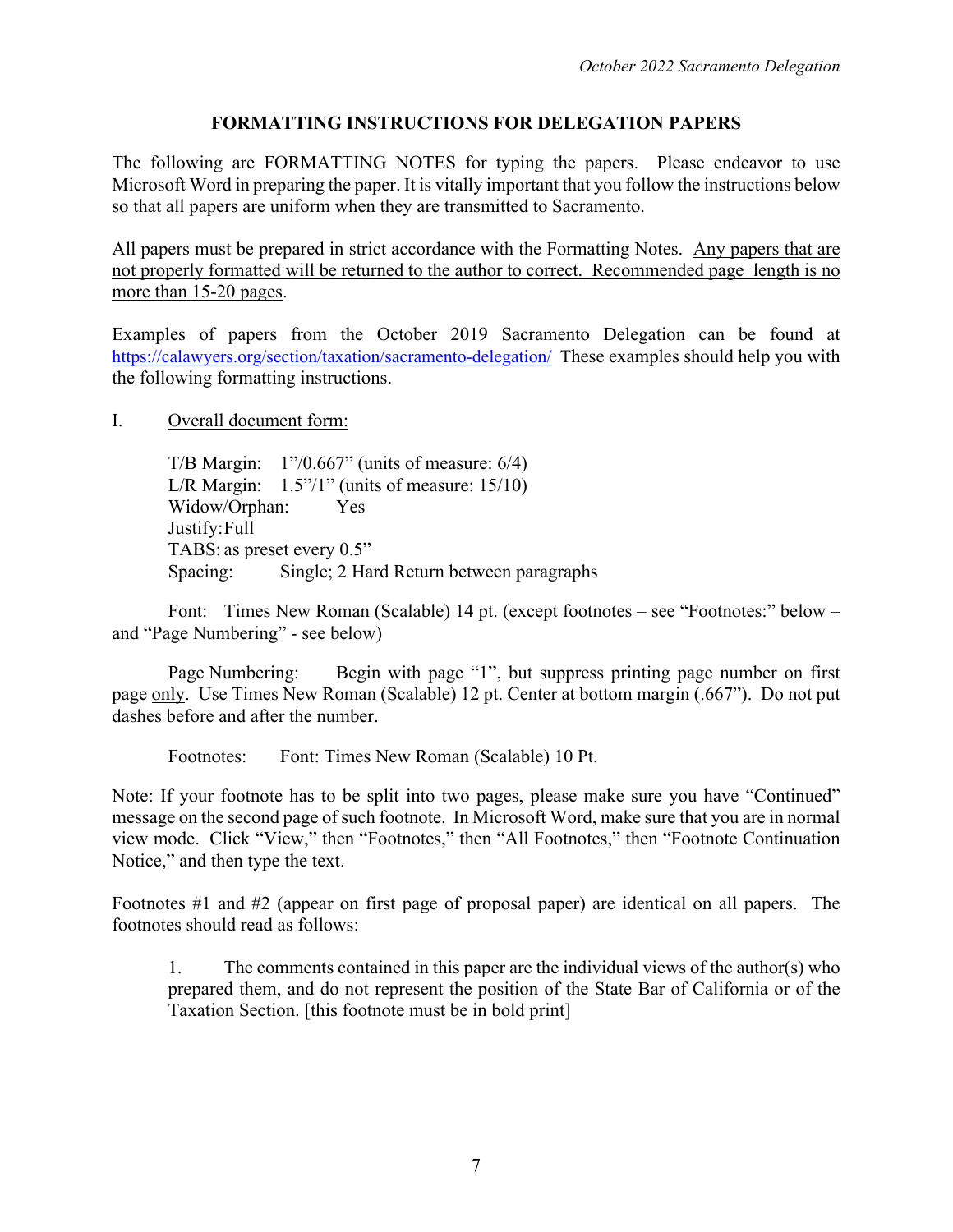## FORMATTING INSTRUCTIONS FOR DELEGATION PAPERS

The following are FORMATTING NOTES for typing the papers. Please endeavor to use Microsoft Word in preparing the paper. It is vitally important that you follow the instructions below so that all papers are uniform when they are transmitted to Sacramento.

All papers must be prepared in strict accordance with the Formatting Notes. <u>Any papers that are not properly formatted will be returned to the author to correct. Recommended page length is no more than 15-20 pages</u>.

Examples of papers from the October 2019 Sacramento Delegation can be found at https://calawyers.org/section/taxation/sacramento-delegation/ These examples should help you with the following formatting instructions.

I. <u>Overall document form:</u>

T/B Margin: 1"/0.667" (units of measure: 6/4)
L/R Margin: 1.5"/1" (units of measure: 15/10)
Widow/Orphan: Yes
Justify: Full
TABS: as preset every 0.5"
Spacing: Single; 2 Hard Return between paragraphs

Font: Times New Roman (Scalable) 14 pt. (except footnotes – see "Footnotes:" below – and "Page Numbering" - see below)

Page Numbering: Begin with page "1", but suppress printing page number on first page <u>only</u>. Use Times New Roman (Scalable) 12 pt. Center at bottom margin (.667"). Do not put dashes before and after the number.

Footnotes: Font: Times New Roman (Scalable) 10 Pt.

Note: If your footnote has to be split into two pages, please make sure you have "Continued" message on the second page of such footnote. In Microsoft Word, make sure that you are in normal view mode. Click "View," then "Footnotes," then "All Footnotes," then "Footnote Continuation Notice," and then type the text.

Footnotes #1 and #2 (appear on first page of proposal paper) are identical on all papers. The footnotes should read as follows:

> 1. The comments contained in this paper are the individual views of the author(s) who prepared them, and do not represent the position of the State Bar of California or of the Taxation Section. [this footnote must be in bold print]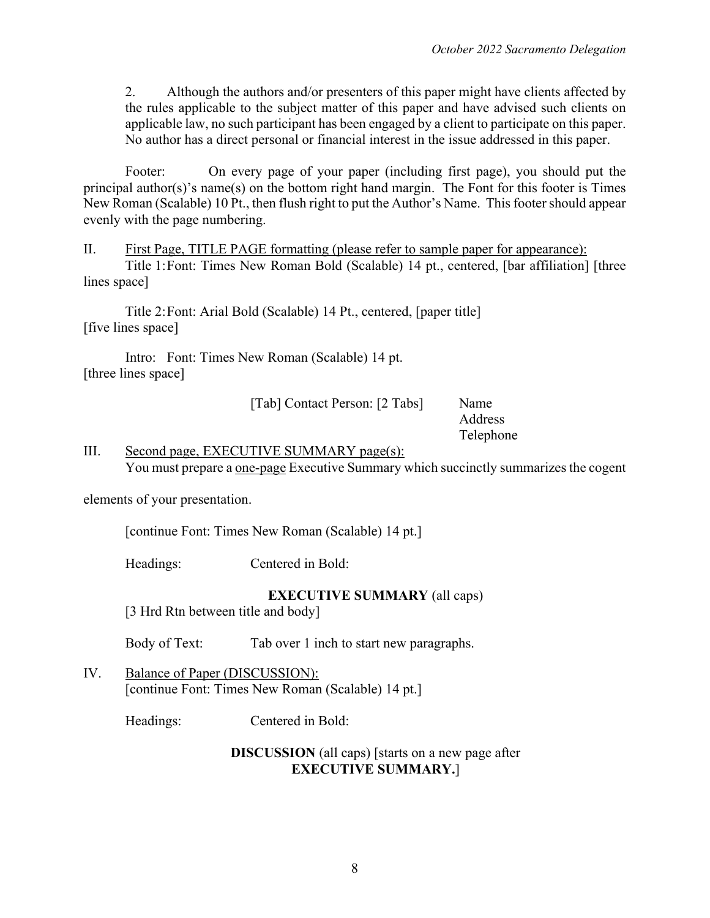2. Although the authors and/or presenters of this paper might have clients affected by the rules applicable to the subject matter of this paper and have advised such clients on applicable law, no such participant has been engaged by a client to participate on this paper. No author has a direct personal or financial interest in the issue addressed in this paper.

Footer: On every page of your paper (including first page), you should put the principal author(s)'s name(s) on the bottom right hand margin. The Font for this footer is Times New Roman (Scalable) 10 Pt., then flush right to put the Author's Name. This footer should appear evenly with the page numbering.

II. First Page, TITLE PAGE formatting (please refer to sample paper for appearance):

Title 1: Font: Times New Roman Bold (Scalable) 14 pt., centered, [bar affiliation] [three lines space]

Title 2: Font: Arial Bold (Scalable) 14 Pt., centered, [paper title]
[five lines space]

Intro: Font: Times New Roman (Scalable) 14 pt.
[three lines space]

[Tab] Contact Person: [2 Tabs] Name
Address
Telephone

III. Second page, EXECUTIVE SUMMARY page(s):

You must prepare a one-page Executive Summary which succinctly summarizes the cogent elements of your presentation.

[continue Font: Times New Roman (Scalable) 14 pt.]

Headings: Centered in Bold:

**EXECUTIVE SUMMARY** (all caps)
[3 Hrd Rtn between title and body]

Body of Text: Tab over 1 inch to start new paragraphs.

IV. Balance of Paper (DISCUSSION):
[continue Font: Times New Roman (Scalable) 14 pt.]

Headings: Centered in Bold:

**DISCUSSION** (all caps) [starts on a new page after **EXECUTIVE SUMMARY.**]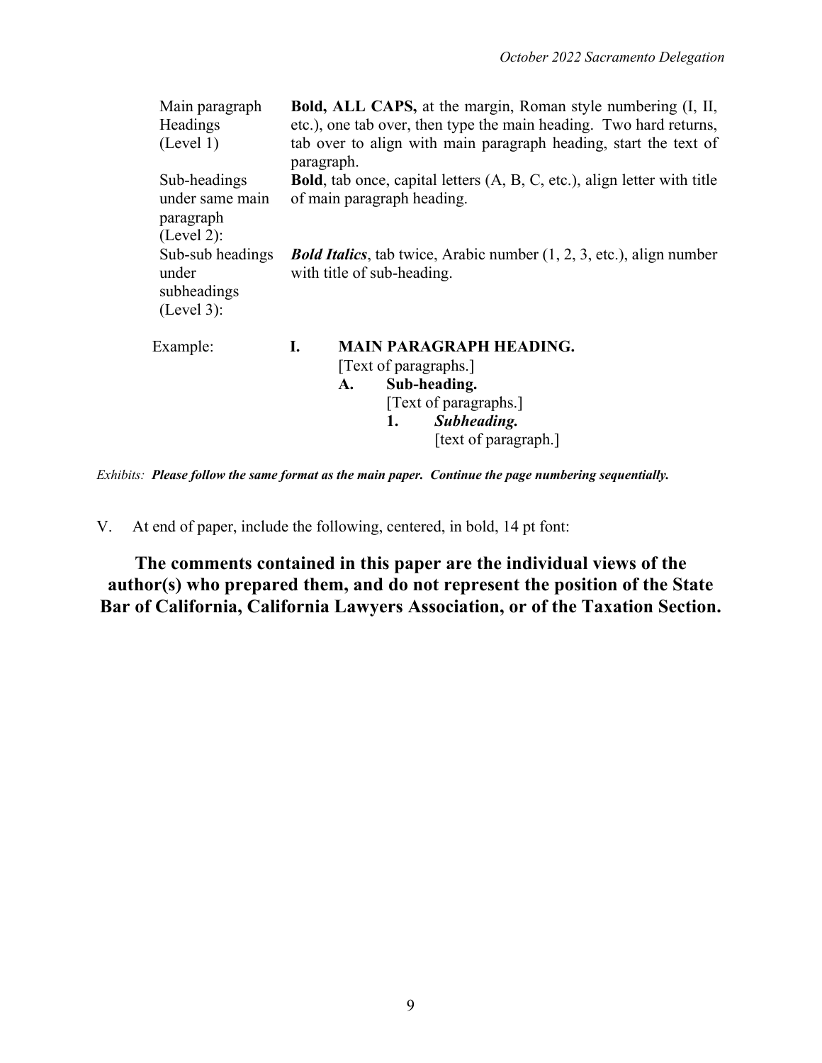| | |
|---|---|
| Main paragraph Headings (Level 1) | **Bold, ALL CAPS,** at the margin, Roman style numbering (I, II, etc.), one tab over, then type the main heading. Two hard returns, tab over to align with main paragraph heading, start the text of paragraph. |
| Sub-headings under same main paragraph (Level 2): | **Bold**, tab once, capital letters (A, B, C, etc.), align letter with title of main paragraph heading. |
| Sub-sub headings under subheadings (Level 3): | ***Bold Italics***, tab twice, Arabic number (1, 2, 3, etc.), align number with title of sub-heading. |

Example:

**I. MAIN PARAGRAPH HEADING.**

[Text of paragraphs.]

**A. Sub-heading.**

[Text of paragraphs.]

***1. Subheading.***

[text of paragraph.]

*Exhibits:* ***Please follow the same format as the main paper. Continue the page numbering sequentially.***

V. At end of paper, include the following, centered, in bold, 14 pt font:

**The comments contained in this paper are the individual views of the author(s) who prepared them, and do not represent the position of the State Bar of California, California Lawyers Association, or of the Taxation Section.**